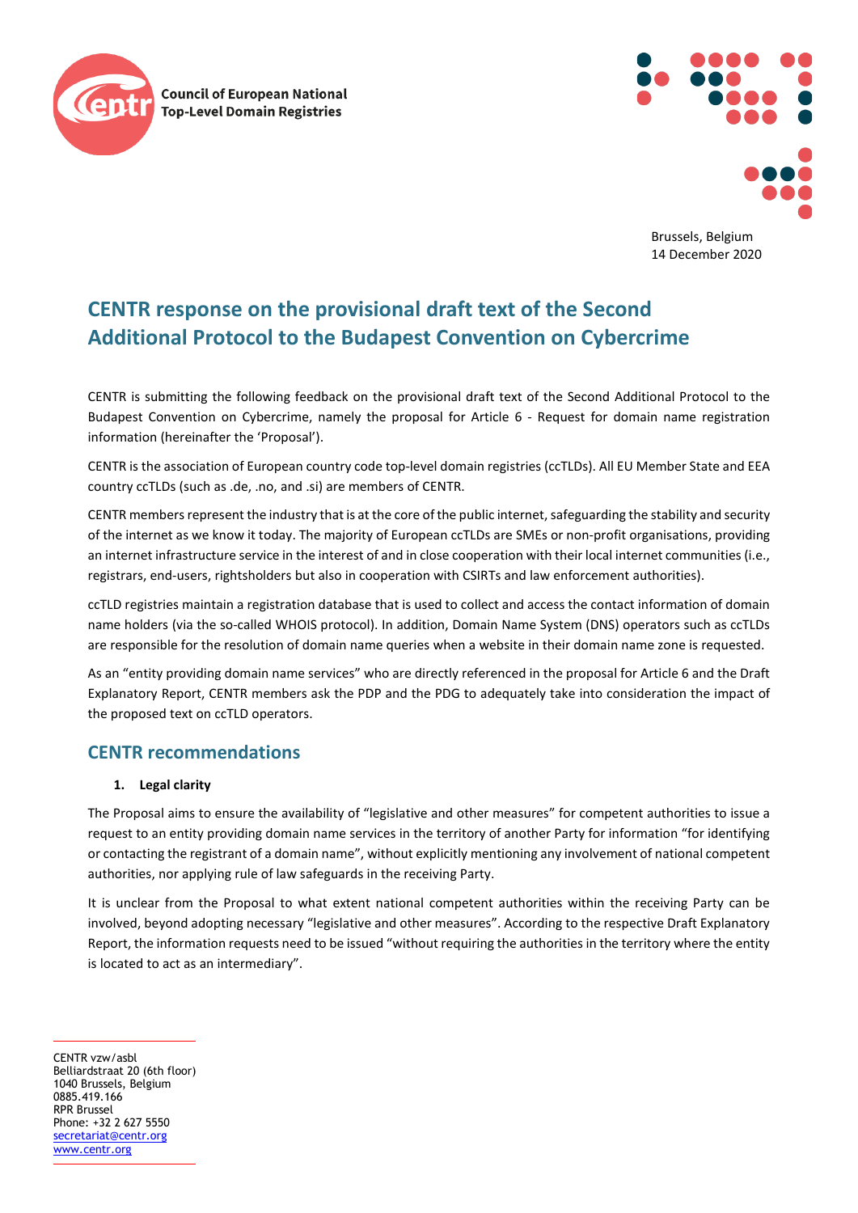Council of European National Top-Level Domain Registries

Brussels, Belgium
14 December 2020

# CENTR response on the provisional draft text of the Second Additional Protocol to the Budapest Convention on Cybercrime

CENTR is submitting the following feedback on the provisional draft text of the Second Additional Protocol to the Budapest Convention on Cybercrime, namely the proposal for Article 6 - Request for domain name registration information (hereinafter the 'Proposal').

CENTR is the association of European country code top-level domain registries (ccTLDs). All EU Member State and EEA country ccTLDs (such as .de, .no, and .si) are members of CENTR.

CENTR members represent the industry that is at the core of the public internet, safeguarding the stability and security of the internet as we know it today. The majority of European ccTLDs are SMEs or non-profit organisations, providing an internet infrastructure service in the interest of and in close cooperation with their local internet communities (i.e., registrars, end-users, rightsholders but also in cooperation with CSIRTs and law enforcement authorities).

ccTLD registries maintain a registration database that is used to collect and access the contact information of domain name holders (via the so-called WHOIS protocol). In addition, Domain Name System (DNS) operators such as ccTLDs are responsible for the resolution of domain name queries when a website in their domain name zone is requested.

As an "entity providing domain name services" who are directly referenced in the proposal for Article 6 and the Draft Explanatory Report, CENTR members ask the PDP and the PDG to adequately take into consideration the impact of the proposed text on ccTLD operators.

## CENTR recommendations

1. **Legal clarity**

The Proposal aims to ensure the availability of "legislative and other measures" for competent authorities to issue a request to an entity providing domain name services in the territory of another Party for information "for identifying or contacting the registrant of a domain name", without explicitly mentioning any involvement of national competent authorities, nor applying rule of law safeguards in the receiving Party.

It is unclear from the Proposal to what extent national competent authorities within the receiving Party can be involved, beyond adopting necessary "legislative and other measures". According to the respective Draft Explanatory Report, the information requests need to be issued "without requiring the authorities in the territory where the entity is located to act as an intermediary".

CENTR vzw/asbl
Belliardstraat 20 (6th floor)
1040 Brussels, Belgium
0885.419.166
RPR Brussel
Phone: +32 2 627 5550
secretariat@centr.org
www.centr.org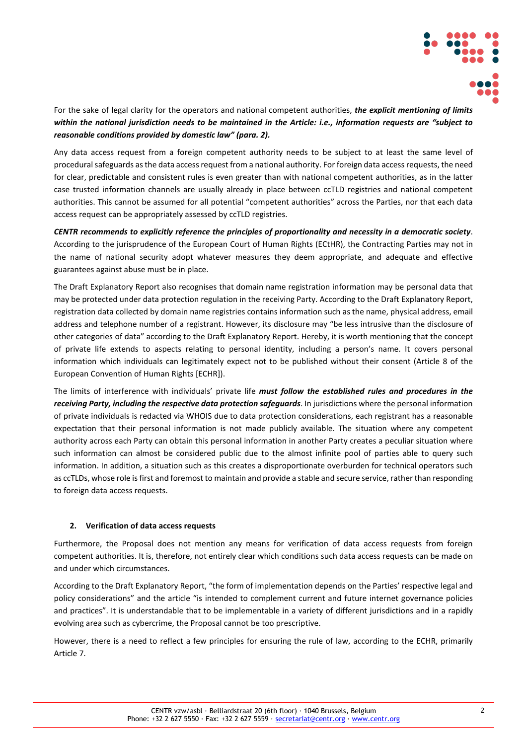For the sake of legal clarity for the operators and national competent authorities, ***the explicit mentioning of limits within the national jurisdiction needs to be maintained in the Article: i.e., information requests are "subject to reasonable conditions provided by domestic law" (para. 2).***

Any data access request from a foreign competent authority needs to be subject to at least the same level of procedural safeguards as the data access request from a national authority. For foreign data access requests, the need for clear, predictable and consistent rules is even greater than with national competent authorities, as in the latter case trusted information channels are usually already in place between ccTLD registries and national competent authorities. This cannot be assumed for all potential "competent authorities" across the Parties, nor that each data access request can be appropriately assessed by ccTLD registries.

***CENTR recommends to explicitly reference the principles of proportionality and necessity in a democratic society***. According to the jurisprudence of the European Court of Human Rights (ECtHR), the Contracting Parties may not in the name of national security adopt whatever measures they deem appropriate, and adequate and effective guarantees against abuse must be in place.

The Draft Explanatory Report also recognises that domain name registration information may be personal data that may be protected under data protection regulation in the receiving Party. According to the Draft Explanatory Report, registration data collected by domain name registries contains information such as the name, physical address, email address and telephone number of a registrant. However, its disclosure may "be less intrusive than the disclosure of other categories of data" according to the Draft Explanatory Report. Hereby, it is worth mentioning that the concept of private life extends to aspects relating to personal identity, including a person's name. It covers personal information which individuals can legitimately expect not to be published without their consent (Article 8 of the European Convention of Human Rights [ECHR]).

The limits of interference with individuals' private life ***must follow the established rules and procedures in the receiving Party, including the respective data protection safeguards***. In jurisdictions where the personal information of private individuals is redacted via WHOIS due to data protection considerations, each registrant has a reasonable expectation that their personal information is not made publicly available. The situation where any competent authority across each Party can obtain this personal information in another Party creates a peculiar situation where such information can almost be considered public due to the almost infinite pool of parties able to query such information. In addition, a situation such as this creates a disproportionate overburden for technical operators such as ccTLDs, whose role is first and foremost to maintain and provide a stable and secure service, rather than responding to foreign data access requests.

## 2. Verification of data access requests

Furthermore, the Proposal does not mention any means for verification of data access requests from foreign competent authorities. It is, therefore, not entirely clear which conditions such data access requests can be made on and under which circumstances.

According to the Draft Explanatory Report, "the form of implementation depends on the Parties' respective legal and policy considerations" and the article "is intended to complement current and future internet governance policies and practices". It is understandable that to be implementable in a variety of different jurisdictions and in a rapidly evolving area such as cybercrime, the Proposal cannot be too prescriptive.

However, there is a need to reflect a few principles for ensuring the rule of law, according to the ECHR, primarily Article 7.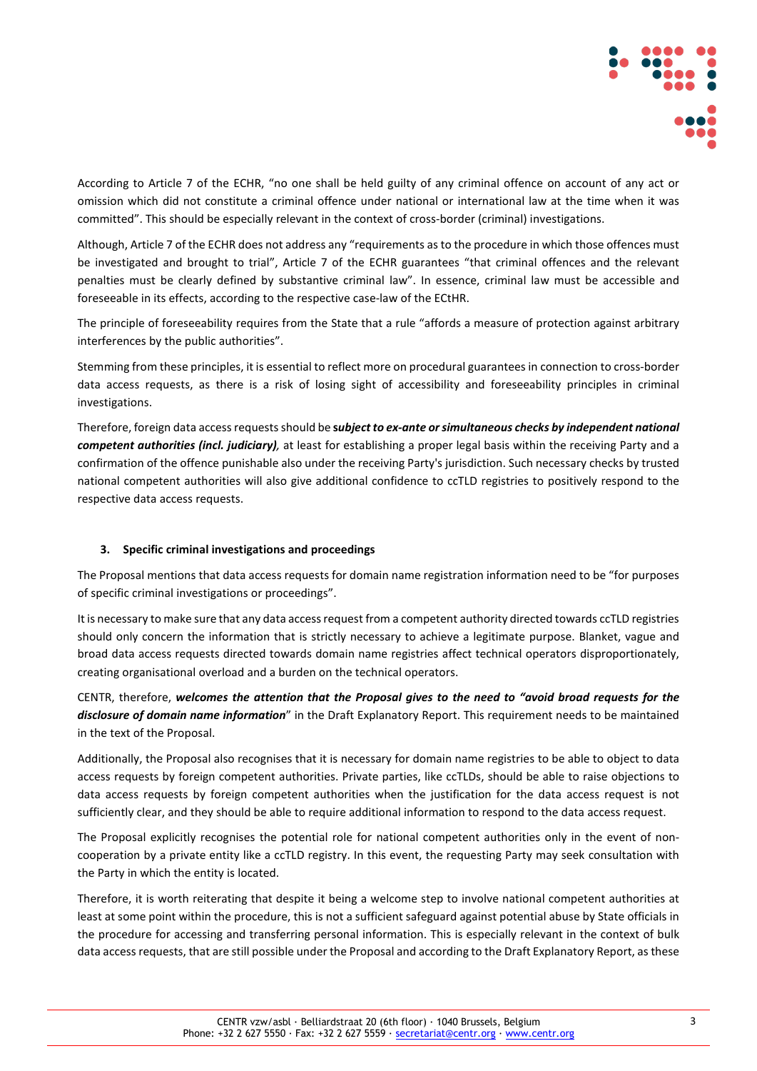According to Article 7 of the ECHR, "no one shall be held guilty of any criminal offence on account of any act or omission which did not constitute a criminal offence under national or international law at the time when it was committed". This should be especially relevant in the context of cross-border (criminal) investigations.

Although, Article 7 of the ECHR does not address any "requirements as to the procedure in which those offences must be investigated and brought to trial", Article 7 of the ECHR guarantees "that criminal offences and the relevant penalties must be clearly defined by substantive criminal law". In essence, criminal law must be accessible and foreseeable in its effects, according to the respective case-law of the ECtHR.

The principle of foreseeability requires from the State that a rule "affords a measure of protection against arbitrary interferences by the public authorities".

Stemming from these principles, it is essential to reflect more on procedural guarantees in connection to cross-border data access requests, as there is a risk of losing sight of accessibility and foreseeability principles in criminal investigations.

Therefore, foreign data access requests should be ***subject to ex-ante or simultaneous checks by independent national competent authorities (incl. judiciary)****,* at least for establishing a proper legal basis within the receiving Party and a confirmation of the offence punishable also under the receiving Party's jurisdiction. Such necessary checks by trusted national competent authorities will also give additional confidence to ccTLD registries to positively respond to the respective data access requests.

## 3. Specific criminal investigations and proceedings

The Proposal mentions that data access requests for domain name registration information need to be "for purposes of specific criminal investigations or proceedings".

It is necessary to make sure that any data access request from a competent authority directed towards ccTLD registries should only concern the information that is strictly necessary to achieve a legitimate purpose. Blanket, vague and broad data access requests directed towards domain name registries affect technical operators disproportionately, creating organisational overload and a burden on the technical operators.

CENTR, therefore, ***welcomes the attention that the Proposal gives to the need to "avoid broad requests for the disclosure of domain name information***" in the Draft Explanatory Report. This requirement needs to be maintained in the text of the Proposal.

Additionally, the Proposal also recognises that it is necessary for domain name registries to be able to object to data access requests by foreign competent authorities. Private parties, like ccTLDs, should be able to raise objections to data access requests by foreign competent authorities when the justification for the data access request is not sufficiently clear, and they should be able to require additional information to respond to the data access request.

The Proposal explicitly recognises the potential role for national competent authorities only in the event of non-cooperation by a private entity like a ccTLD registry. In this event, the requesting Party may seek consultation with the Party in which the entity is located.

Therefore, it is worth reiterating that despite it being a welcome step to involve national competent authorities at least at some point within the procedure, this is not a sufficient safeguard against potential abuse by State officials in the procedure for accessing and transferring personal information. This is especially relevant in the context of bulk data access requests, that are still possible under the Proposal and according to the Draft Explanatory Report, as these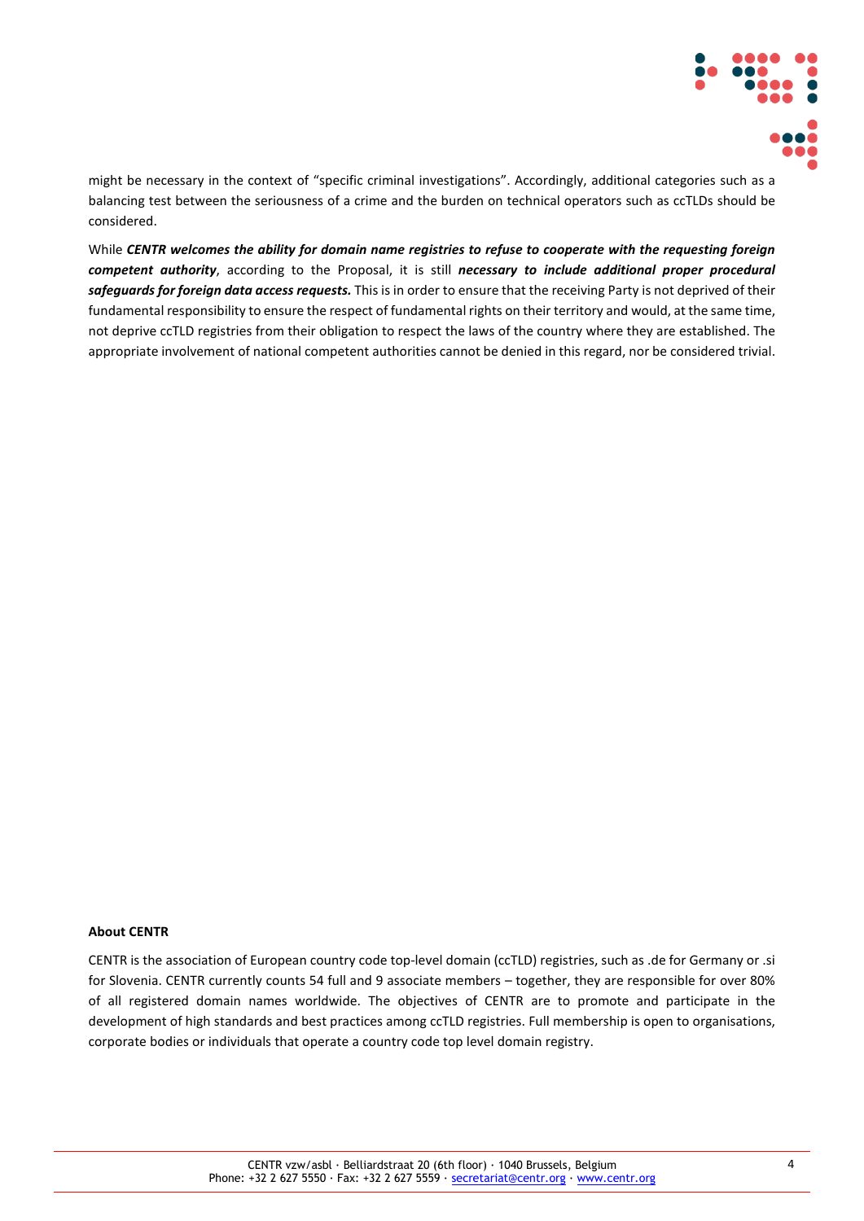might be necessary in the context of “specific criminal investigations”. Accordingly, additional categories such as a balancing test between the seriousness of a crime and the burden on technical operators such as ccTLDs should be considered.

While ***CENTR welcomes the ability for domain name registries to refuse to cooperate with the requesting foreign competent authority***, according to the Proposal, it is still ***necessary to include additional proper procedural safeguards for foreign data access requests.*** This is in order to ensure that the receiving Party is not deprived of their fundamental responsibility to ensure the respect of fundamental rights on their territory and would, at the same time, not deprive ccTLD registries from their obligation to respect the laws of the country where they are established. The appropriate involvement of national competent authorities cannot be denied in this regard, nor be considered trivial.

**About CENTR**

CENTR is the association of European country code top-level domain (ccTLD) registries, such as .de for Germany or .si for Slovenia. CENTR currently counts 54 full and 9 associate members – together, they are responsible for over 80% of all registered domain names worldwide. The objectives of CENTR are to promote and participate in the development of high standards and best practices among ccTLD registries. Full membership is open to organisations, corporate bodies or individuals that operate a country code top level domain registry.

CENTR vzw/asbl · Belliardstraat 20 (6th floor) · 1040 Brussels, Belgium
Phone: +32 2 627 5550 · Fax: +32 2 627 5559 · secretariat@centr.org · www.centr.org